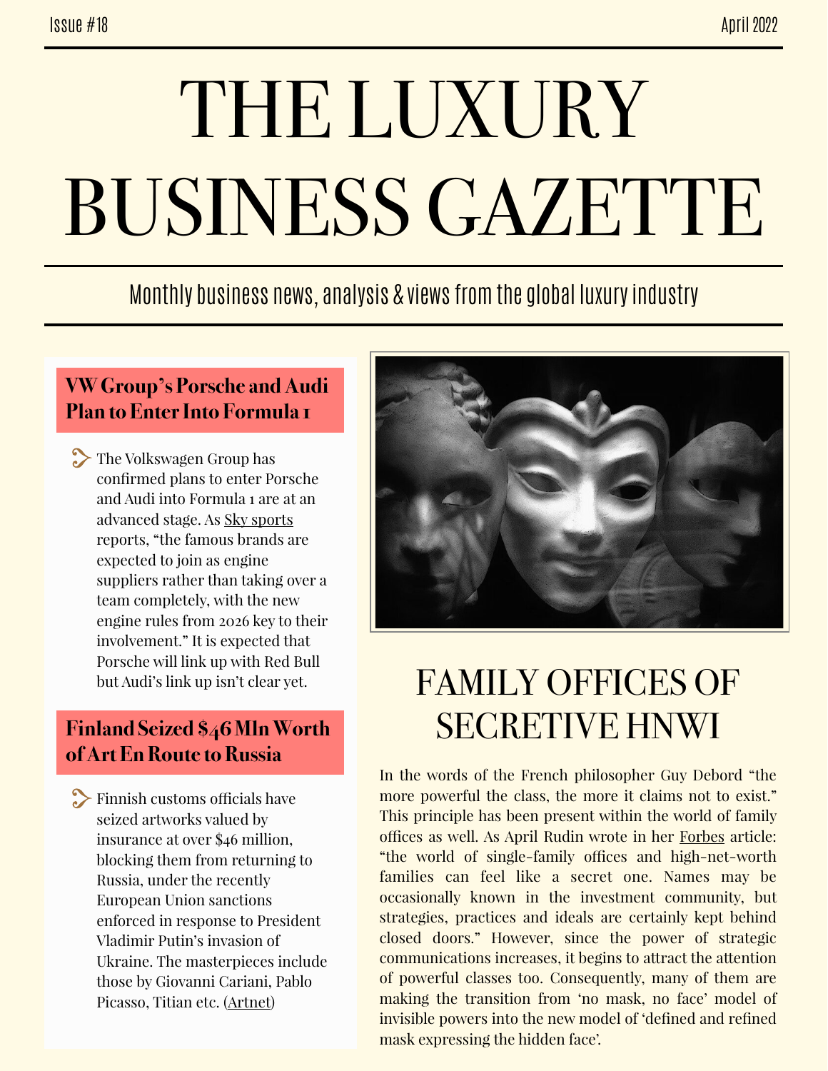Issue #18 April 2022

# THE LUXURY BUSINESS GAZETTE

Monthly business news, analysis & views from the global luxury industry

## VW Group's Porsche and Audi Plan to Enter Into Formula 1

The Volkswagen Group has confirmed plans to enter Porsche and Audi into Formula 1 are at an advanced stage. As Sky sports reports, "the famous brands are expected to join as engine suppliers rather than taking over a team completely, with the new engine rules from 2026 key to their involvement." It is expected that Porsche will link up with Red Bull but Audi's link up isn't clear yet.

## Finland Seized $46 Mln Worth of Art En Route to Russia

Finnish customs officials have seized artworks valued by insurance at over $46 million, blocking them from returning to Russia, under the recently European Union sanctions enforced in response to President Vladimir Putin's invasion of Ukraine. The masterpieces include those by Giovanni Cariani, Pablo Picasso, Titian etc. (Artnet)

## FAMILY OFFICES OF SECRETIVE HNWI

In the words of the French philosopher Guy Debord "the more powerful the class, the more it claims not to exist." This principle has been present within the world of family offices as well. As April Rudin wrote in her Forbes article: "the world of single-family offices and high-net-worth families can feel like a secret one. Names may be occasionally known in the investment community, but strategies, practices and ideals are certainly kept behind closed doors." However, since the power of strategic communications increases, it begins to attract the attention of powerful classes too. Consequently, many of them are making the transition from 'no mask, no face' model of invisible powers into the new model of 'defined and refined mask expressing the hidden face'.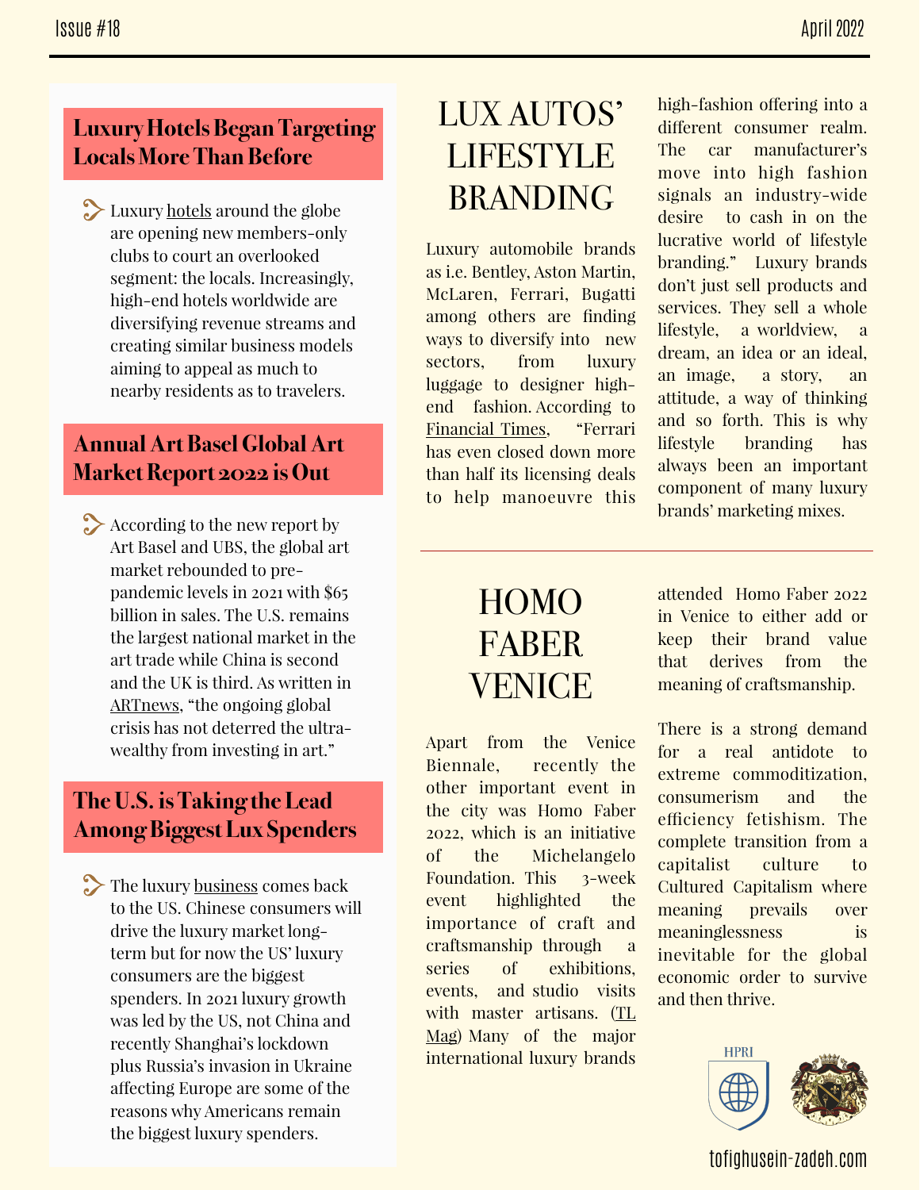## Luxury Hotels Began Targeting Locals More Than Before

- Luxury hotels around the globe are opening new members-only clubs to court an overlooked segment: the locals. Increasingly, high-end hotels worldwide are diversifying revenue streams and creating similar business models aiming to appeal as much to nearby residents as to travelers.

## Annual Art Basel Global Art Market Report 2022 is Out

- According to the new report by Art Basel and UBS, the global art market rebounded to pre-pandemic levels in 2021 with $65 billion in sales. The U.S. remains the largest national market in the art trade while China is second and the UK is third. As written in ARTnews, "the ongoing global crisis has not deterred the ultra-wealthy from investing in art."

## The U.S. is Taking the Lead Among Biggest Lux Spenders

- The luxury business comes back to the US. Chinese consumers will drive the luxury market long-term but for now the US' luxury consumers are the biggest spenders. In 2021 luxury growth was led by the US, not China and recently Shanghai's lockdown plus Russia's invasion in Ukraine affecting Europe are some of the reasons why Americans remain the biggest luxury spenders.

# LUX AUTOS' LIFESTYLE BRANDING

Luxury automobile brands as i.e. Bentley, Aston Martin, McLaren, Ferrari, Bugatti among others are finding ways to diversify into new sectors, from luxury luggage to designer high-end fashion. According to Financial Times, "Ferrari has even closed down more than half its licensing deals to help manoeuvre this high-fashion offering into a different consumer realm. The car manufacturer's move into high fashion signals an industry-wide desire to cash in on the lucrative world of lifestyle branding." Luxury brands don't just sell products and services. They sell a whole lifestyle, a worldview, a dream, an idea or an ideal, an image, a story, an attitude, a way of thinking and so forth. This is why lifestyle branding has always been an important component of many luxury brands' marketing mixes.

# HOMO FABER VENICE

Apart from the Venice Biennale, recently the other important event in the city was Homo Faber 2022, which is an initiative of the Michelangelo Foundation. This 3-week event highlighted the importance of craft and craftsmanship through a series of exhibitions, events, and studio visits with master artisans. (TL Mag) Many of the major international luxury brands attended Homo Faber 2022 in Venice to either add or keep their brand value that derives from the meaning of craftsmanship.

There is a strong demand for a real antidote to extreme commoditization, consumerism and the efficiency fetishism. The complete transition from a capitalist culture to Cultured Capitalism where meaning prevails over meaninglessness is inevitable for the global economic order to survive and then thrive.

HPRI

tofighusein-zadeh.com